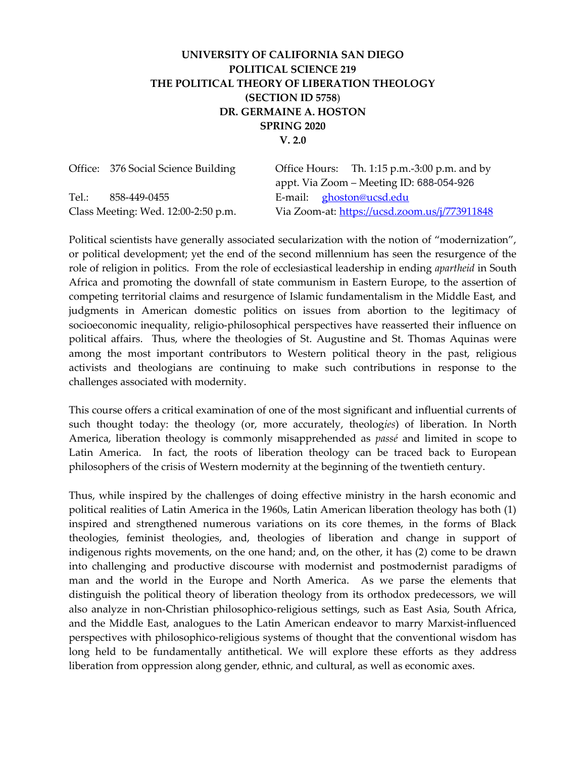# UNIVERSITY OF CALIFORNIA SAN DIEGO
# POLITICAL SCIENCE 219
# THE POLITICAL THEORY OF LIBERATION THEOLOGY
# (SECTION ID 5758)
# DR. GERMAINE A. HOSTON
# SPRING 2020
# V. 2.0

Office: 376 Social Science Building

Office Hours: Th. 1:15 p.m.-3:00 p.m. and by appt. Via Zoom – Meeting ID: 688-054-926

Tel.: 858-449-0455

E-mail: ghoston@ucsd.edu

Class Meeting: Wed. 12:00-2:50 p.m.

Via Zoom-at: https://ucsd.zoom.us/j/773911848

Political scientists have generally associated secularization with the notion of "modernization", or political development; yet the end of the second millennium has seen the resurgence of the role of religion in politics. From the role of ecclesiastical leadership in ending *apartheid* in South Africa and promoting the downfall of state communism in Eastern Europe, to the assertion of competing territorial claims and resurgence of Islamic fundamentalism in the Middle East, and judgments in American domestic politics on issues from abortion to the legitimacy of socioeconomic inequality, religio-philosophical perspectives have reasserted their influence on political affairs. Thus, where the theologies of St. Augustine and St. Thomas Aquinas were among the most important contributors to Western political theory in the past, religious activists and theologians are continuing to make such contributions in response to the challenges associated with modernity.

This course offers a critical examination of one of the most significant and influential currents of such thought today: the theology (or, more accurately, theolog*ies*) of liberation. In North America, liberation theology is commonly misapprehended as *passé* and limited in scope to Latin America. In fact, the roots of liberation theology can be traced back to European philosophers of the crisis of Western modernity at the beginning of the twentieth century.

Thus, while inspired by the challenges of doing effective ministry in the harsh economic and political realities of Latin America in the 1960s, Latin American liberation theology has both (1) inspired and strengthened numerous variations on its core themes, in the forms of Black theologies, feminist theologies, and, theologies of liberation and change in support of indigenous rights movements, on the one hand; and, on the other, it has (2) come to be drawn into challenging and productive discourse with modernist and postmodernist paradigms of man and the world in the Europe and North America. As we parse the elements that distinguish the political theory of liberation theology from its orthodox predecessors, we will also analyze in non-Christian philosophico-religious settings, such as East Asia, South Africa, and the Middle East, analogues to the Latin American endeavor to marry Marxist-influenced perspectives with philosophico-religious systems of thought that the conventional wisdom has long held to be fundamentally antithetical. We will explore these efforts as they address liberation from oppression along gender, ethnic, and cultural, as well as economic axes.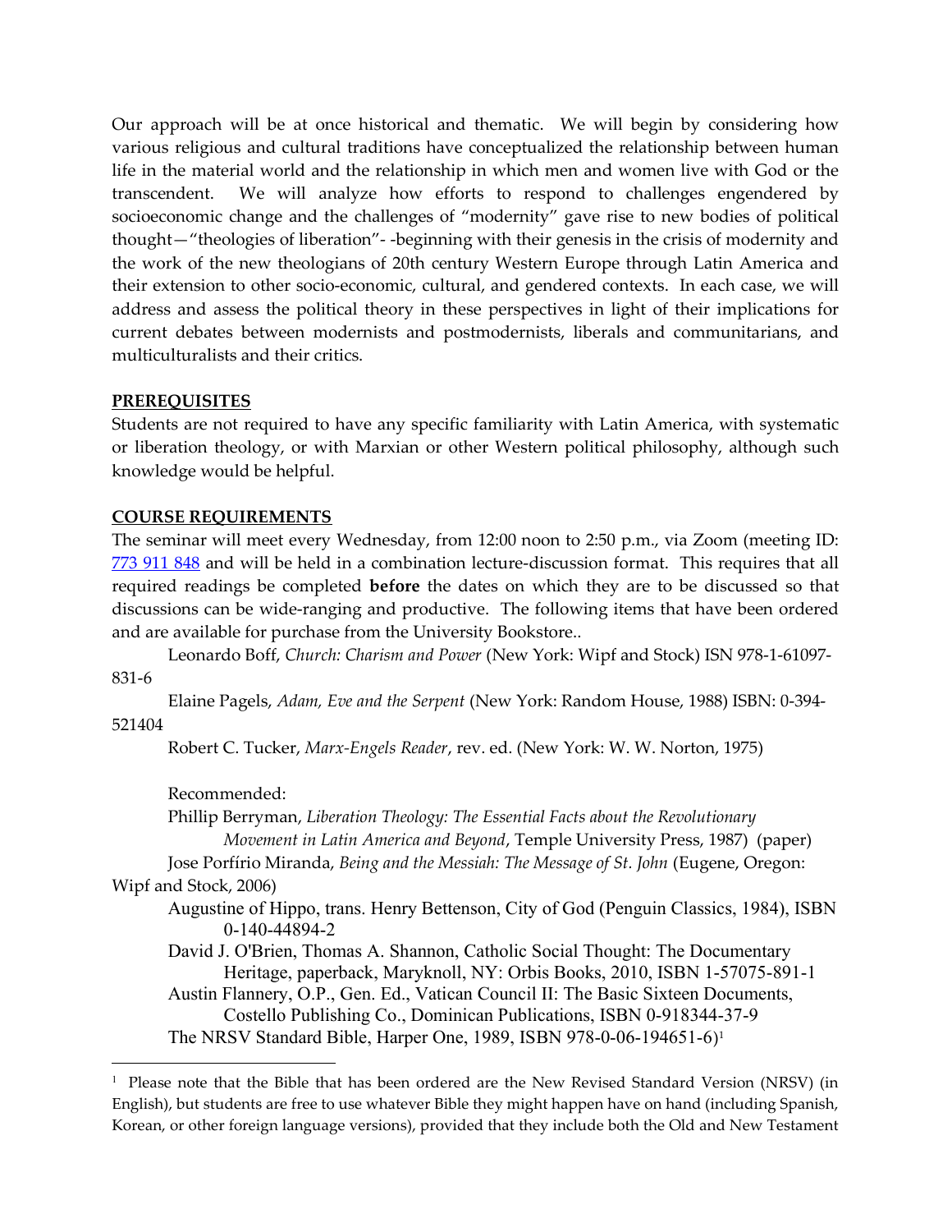Our approach will be at once historical and thematic. We will begin by considering how various religious and cultural traditions have conceptualized the relationship between human life in the material world and the relationship in which men and women live with God or the transcendent. We will analyze how efforts to respond to challenges engendered by socioeconomic change and the challenges of "modernity" gave rise to new bodies of political thought—"theologies of liberation"- -beginning with their genesis in the crisis of modernity and the work of the new theologians of 20th century Western Europe through Latin America and their extension to other socio-economic, cultural, and gendered contexts. In each case, we will address and assess the political theory in these perspectives in light of their implications for current debates between modernists and postmodernists, liberals and communitarians, and multiculturalists and their critics.

## PREREQUISITES

Students are not required to have any specific familiarity with Latin America, with systematic or liberation theology, or with Marxian or other Western political philosophy, although such knowledge would be helpful.

## COURSE REQUIREMENTS

The seminar will meet every Wednesday, from 12:00 noon to 2:50 p.m., via Zoom (meeting ID: 773 911 848 and will be held in a combination lecture-discussion format. This requires that all required readings be completed **before** the dates on which they are to be discussed so that discussions can be wide-ranging and productive. The following items that have been ordered and are available for purchase from the University Bookstore..

Leonardo Boff, *Church: Charism and Power* (New York: Wipf and Stock) ISN 978-1-61097-831-6

Elaine Pagels, *Adam, Eve and the Serpent* (New York: Random House, 1988) ISBN: 0-394-521404

Robert C. Tucker, *Marx-Engels Reader*, rev. ed. (New York: W. W. Norton, 1975)

Recommended:

Phillip Berryman, *Liberation Theology: The Essential Facts about the Revolutionary Movement in Latin America and Beyond*, Temple University Press, 1987) (paper)

Jose Porfírio Miranda, *Being and the Messiah: The Message of St. John* (Eugene, Oregon: Wipf and Stock, 2006)

Augustine of Hippo, trans. Henry Bettenson, City of God (Penguin Classics, 1984), ISBN 0-140-44894-2

David J. O'Brien, Thomas A. Shannon, Catholic Social Thought: The Documentary Heritage, paperback, Maryknoll, NY: Orbis Books, 2010, ISBN 1-57075-891-1

Austin Flannery, O.P., Gen. Ed., Vatican Council II: The Basic Sixteen Documents, Costello Publishing Co., Dominican Publications, ISBN 0-918344-37-9

The NRSV Standard Bible, Harper One, 1989, ISBN 978-0-06-194651-6)[1]

[1] Please note that the Bible that has been ordered are the New Revised Standard Version (NRSV) (in English), but students are free to use whatever Bible they might happen have on hand (including Spanish, Korean, or other foreign language versions), provided that they include both the Old and New Testament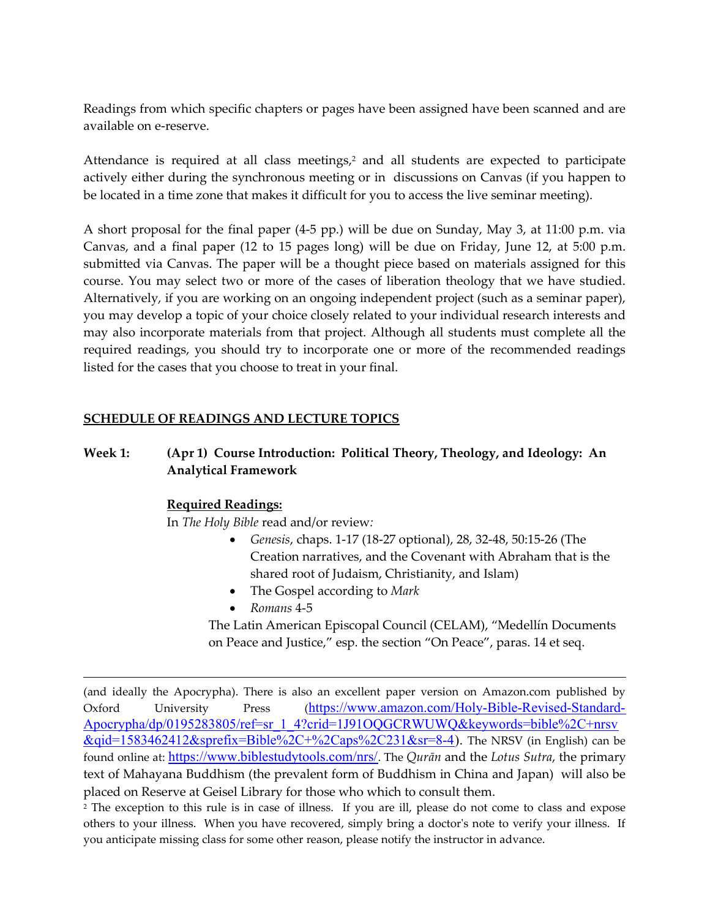Readings from which specific chapters or pages have been assigned have been scanned and are available on e-reserve.

Attendance is required at all class meetings,[2] and all students are expected to participate actively either during the synchronous meeting or in discussions on Canvas (if you happen to be located in a time zone that makes it difficult for you to access the live seminar meeting).

A short proposal for the final paper (4-5 pp.) will be due on Sunday, May 3, at 11:00 p.m. via Canvas, and a final paper (12 to 15 pages long) will be due on Friday, June 12, at 5:00 p.m. submitted via Canvas. The paper will be a thought piece based on materials assigned for this course. You may select two or more of the cases of liberation theology that we have studied. Alternatively, if you are working on an ongoing independent project (such as a seminar paper), you may develop a topic of your choice closely related to your individual research interests and may also incorporate materials from that project. Although all students must complete all the required readings, you should try to incorporate one or more of the recommended readings listed for the cases that you choose to treat in your final.

## SCHEDULE OF READINGS AND LECTURE TOPICS

**Week 1:** **(Apr 1) Course Introduction: Political Theory, Theology, and Ideology: An Analytical Framework**

**Required Readings:**

In *The Holy Bible* read and/or review:

- *Genesis*, chaps. 1-17 (18-27 optional), 28, 32-48, 50:15-26 (The Creation narratives, and the Covenant with Abraham that is the shared root of Judaism, Christianity, and Islam)
- The Gospel according to *Mark*
- *Romans* 4-5

The Latin American Episcopal Council (CELAM), "Medellín Documents on Peace and Justice," esp. the section "On Peace", paras. 14 et seq.

---

(and ideally the Apocrypha). There is also an excellent paper version on Amazon.com published by Oxford University Press (https://www.amazon.com/Holy-Bible-Revised-Standard-Apocrypha/dp/0195283805/ref=sr_1_4?crid=1J91OQGCRWUWQ&keywords=bible%2C+nrsv&qid=1583462412&sprefix=Bible%2C+%2Caps%2C231&sr=8-4). The NRSV (in English) can be found online at: https://www.biblestudytools.com/nrs/. The *Qurān* and the *Lotus Sutra*, the primary text of Mahayana Buddhism (the prevalent form of Buddhism in China and Japan) will also be placed on Reserve at Geisel Library for those who which to consult them.

[2] The exception to this rule is in case of illness. If you are ill, please do not come to class and expose others to your illness. When you have recovered, simply bring a doctor's note to verify your illness. If you anticipate missing class for some other reason, please notify the instructor in advance.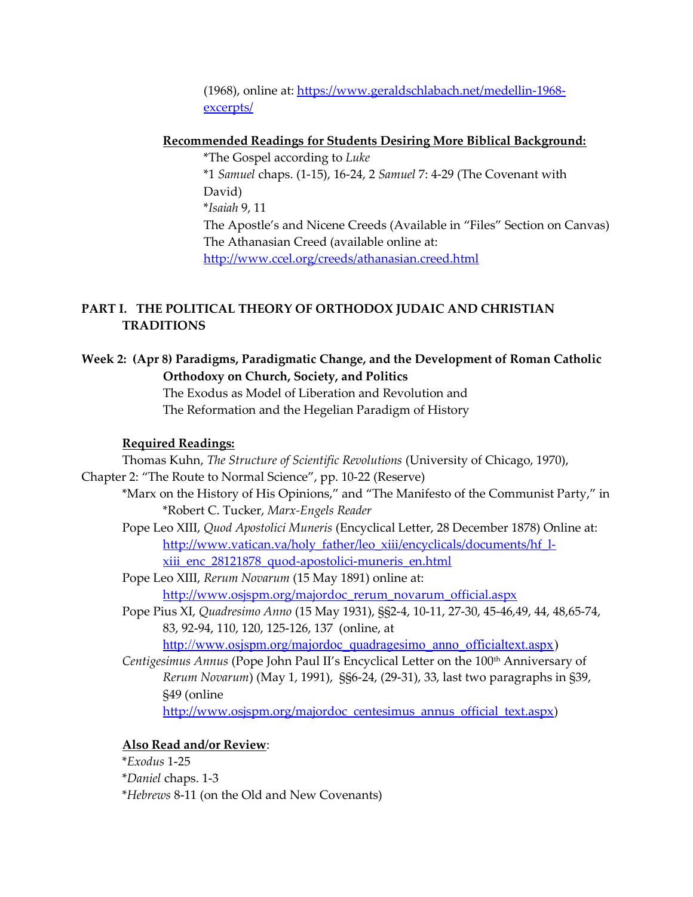(1968), online at: https://www.geraldschlabach.net/medellin-1968-excerpts/

**Recommended Readings for Students Desiring More Biblical Background:**

*The Gospel according to *Luke*
*1 *Samuel* chaps. (1-15), 16-24, 2 *Samuel* 7: 4-29 (The Covenant with David)
**Isaiah* 9, 11
The Apostle's and Nicene Creeds (Available in "Files" Section on Canvas)
The Athanasian Creed (available online at: http://www.ccel.org/creeds/athanasian.creed.html

## PART I. THE POLITICAL THEORY OF ORTHODOX JUDAIC AND CHRISTIAN TRADITIONS

### Week 2: (Apr 8) Paradigms, Paradigmatic Change, and the Development of Roman Catholic Orthodoxy on Church, Society, and Politics

The Exodus as Model of Liberation and Revolution and
The Reformation and the Hegelian Paradigm of History

**Required Readings:**

Thomas Kuhn, *The Structure of Scientific Revolutions* (University of Chicago, 1970), Chapter 2: "The Route to Normal Science", pp. 10-22 (Reserve)

*Marx on the History of His Opinions," and "The Manifesto of the Communist Party," in *Robert C. Tucker, *Marx-Engels Reader*

Pope Leo XIII, *Quod Apostolici Muneris* (Encyclical Letter, 28 December 1878) Online at: http://www.vatican.va/holy_father/leo_xiii/encyclicals/documents/hf_l-xiii_enc_28121878_quod-apostolici-muneris_en.html

Pope Leo XIII, *Rerum Novarum* (15 May 1891) online at: http://www.osjspm.org/majordoc_rerum_novarum_official.aspx

Pope Pius XI, *Quadresimo Anno* (15 May 1931), §§2-4, 10-11, 27-30, 45-46,49, 44, 48,65-74, 83, 92-94, 110, 120, 125-126, 137 (online, at http://www.osjspm.org/majordoc_quadragesimo_anno_officialtext.aspx)

*Centigesimus Annus* (Pope John Paul II's Encyclical Letter on the 100th Anniversary of *Rerum Novarum*) (May 1, 1991), §§6-24, (29-31), 33, last two paragraphs in §39, §49 (online http://www.osjspm.org/majordoc_centesimus_annus_official_text.aspx)

**Also Read and/or Review**:

**Exodus* 1-25
**Daniel* chaps. 1-3
**Hebrews* 8-11 (on the Old and New Covenants)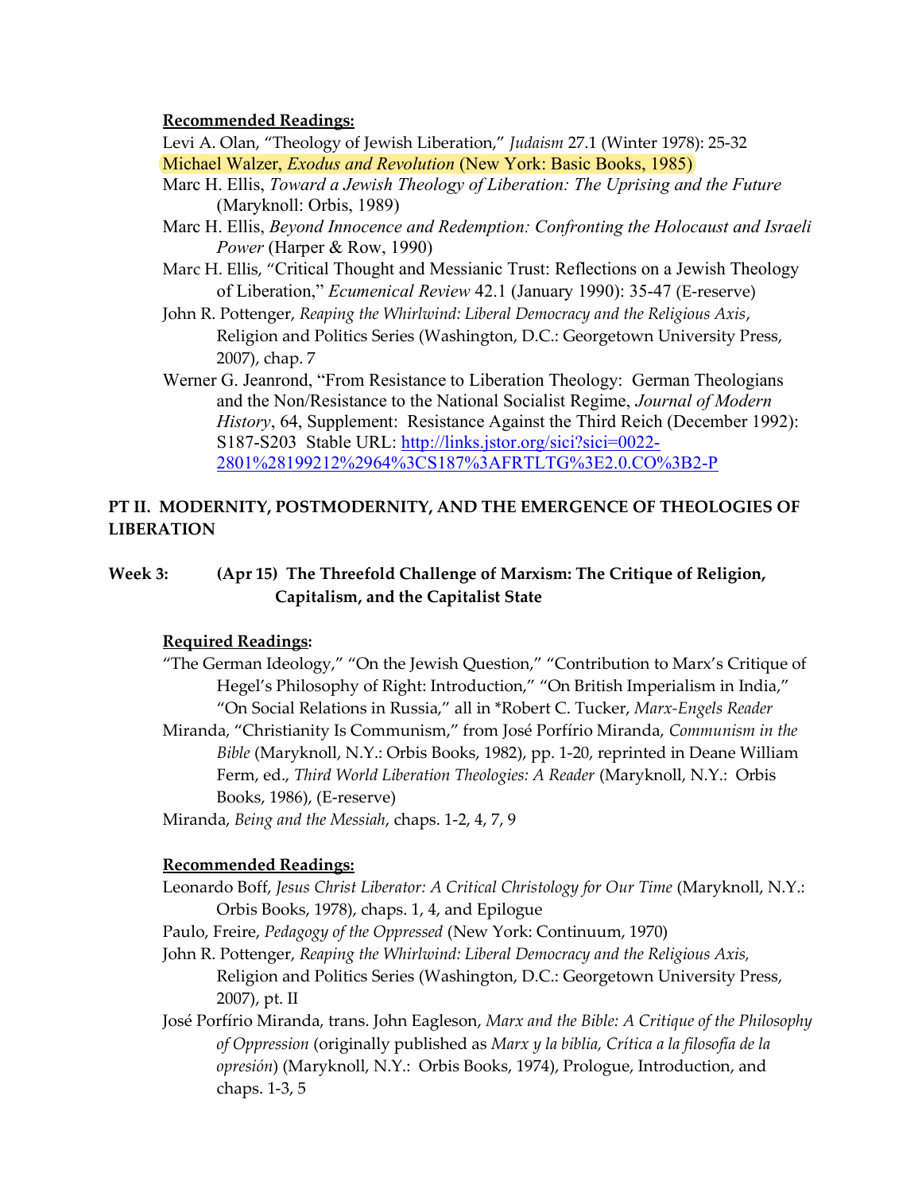**Recommended Readings:**

Levi A. Olan, "Theology of Jewish Liberation," *Judaism* 27.1 (Winter 1978): 25-32

Michael Walzer, *Exodus and Revolution* (New York: Basic Books, 1985)

Marc H. Ellis, *Toward a Jewish Theology of Liberation: The Uprising and the Future* (Maryknoll: Orbis, 1989)

Marc H. Ellis, *Beyond Innocence and Redemption: Confronting the Holocaust and Israeli Power* (Harper & Row, 1990)

Marc H. Ellis, "Critical Thought and Messianic Trust: Reflections on a Jewish Theology of Liberation," *Ecumenical Review* 42.1 (January 1990): 35-47 (E-reserve)

John R. Pottenger, *Reaping the Whirlwind: Liberal Democracy and the Religious Axis*, Religion and Politics Series (Washington, D.C.: Georgetown University Press, 2007), chap. 7

Werner G. Jeanrond, "From Resistance to Liberation Theology: German Theologians and the Non/Resistance to the National Socialist Regime, *Journal of Modern History*, 64, Supplement: Resistance Against the Third Reich (December 1992): S187-S203 Stable URL: http://links.jstor.org/sici?sici=0022-2801%28199212%2964%3CS187%3AFRTLTG%3E2.0.CO%3B2-P

## PT II. MODERNITY, POSTMODERNITY, AND THE EMERGENCE OF THEOLOGIES OF LIBERATION

### Week 3: (Apr 15) The Threefold Challenge of Marxism: The Critique of Religion, Capitalism, and the Capitalist State

**Required Readings:**

"The German Ideology," "On the Jewish Question," "Contribution to Marx's Critique of Hegel's Philosophy of Right: Introduction," "On British Imperialism in India," "On Social Relations in Russia," all in *Robert C. Tucker, *Marx-Engels Reader*

Miranda, "Christianity Is Communism," from José Porfírio Miranda, *Communism in the Bible* (Maryknoll, N.Y.: Orbis Books, 1982), pp. 1-20, reprinted in Deane William Ferm, ed., *Third World Liberation Theologies: A Reader* (Maryknoll, N.Y.: Orbis Books, 1986), (E-reserve)

Miranda, *Being and the Messiah*, chaps. 1-2, 4, 7, 9

**Recommended Readings:**

Leonardo Boff, *Jesus Christ Liberator: A Critical Christology for Our Time* (Maryknoll, N.Y.: Orbis Books, 1978), chaps. 1, 4, and Epilogue

Paulo, Freire, *Pedagogy of the Oppressed* (New York: Continuum, 1970)

John R. Pottenger, *Reaping the Whirlwind: Liberal Democracy and the Religious Axis,* Religion and Politics Series (Washington, D.C.: Georgetown University Press, 2007), pt. II

José Porfírio Miranda, trans. John Eagleson, *Marx and the Bible: A Critique of the Philosophy of Oppression* (originally published as *Marx y la biblia, Crítica a la filosofía de la opresión*) (Maryknoll, N.Y.: Orbis Books, 1974), Prologue, Introduction, and chaps. 1-3, 5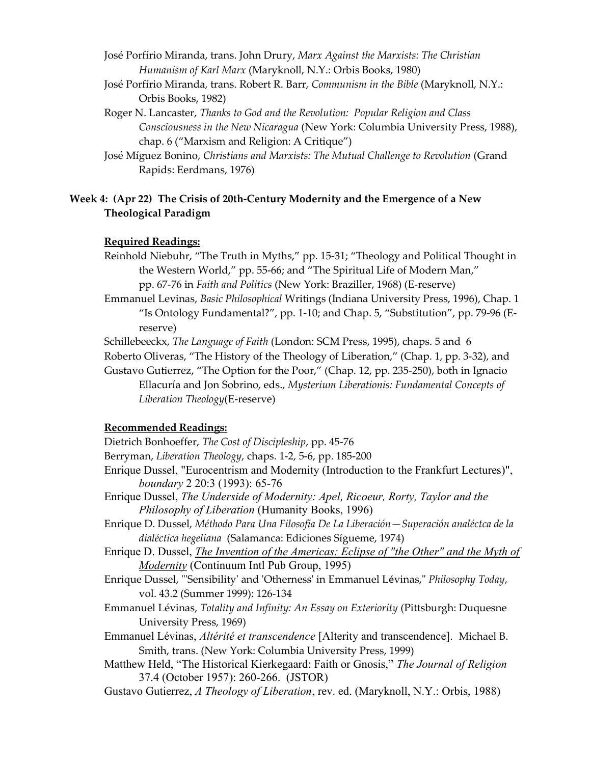José Porfírio Miranda, trans. John Drury, *Marx Against the Marxists: The Christian Humanism of Karl Marx* (Maryknoll, N.Y.: Orbis Books, 1980)

José Porfírio Miranda, trans. Robert R. Barr, *Communism in the Bible* (Maryknoll, N.Y.: Orbis Books, 1982)

Roger N. Lancaster, *Thanks to God and the Revolution: Popular Religion and Class Consciousness in the New Nicaragua* (New York: Columbia University Press, 1988), chap. 6 ("Marxism and Religion: A Critique")

José Míguez Bonino, *Christians and Marxists: The Mutual Challenge to Revolution* (Grand Rapids: Eerdmans, 1976)

## Week 4: (Apr 22) The Crisis of 20th-Century Modernity and the Emergence of a New Theological Paradigm

**Required Readings:**

Reinhold Niebuhr, "The Truth in Myths," pp. 15-31; "Theology and Political Thought in the Western World," pp. 55-66; and "The Spiritual Life of Modern Man," pp. 67-76 in *Faith and Politics* (New York: Braziller, 1968) (E-reserve)

Emmanuel Levinas, *Basic Philosophical* Writings (Indiana University Press, 1996), Chap. 1 "Is Ontology Fundamental?", pp. 1-10; and Chap. 5, "Substitution", pp. 79-96 (E-reserve)

Schillebeeckx, *The Language of Faith* (London: SCM Press, 1995), chaps. 5 and 6

Roberto Oliveras, "The History of the Theology of Liberation," (Chap. 1, pp. 3-32), and Gustavo Gutierrez, "The Option for the Poor," (Chap. 12, pp. 235-250), both in Ignacio Ellacuría and Jon Sobrino, eds., *Mysterium Liberationis: Fundamental Concepts of Liberation Theology*(E-reserve)

**Recommended Readings:**

Dietrich Bonhoeffer, *The Cost of Discipleship*, pp. 45-76

Berryman, *Liberation Theology*, chaps. 1-2, 5-6, pp. 185-200

Enrique Dussel, "Eurocentrism and Modernity (Introduction to the Frankfurt Lectures)", *boundary* 2 20:3 (1993): 65-76

Enrique Dussel, *The Underside of Modernity: Apel, Ricoeur, Rorty, Taylor and the Philosophy of Liberation* (Humanity Books, 1996)

Enrique D. Dussel, *Méthodo Para Una Filosofía De La Liberación—Superación analéctca de la dialéctica hegeliana* (Salamanca: Ediciones Sígueme, 1974)

Enrique D. Dussel, *The Invention of the Americas: Eclipse of "the Other" and the Myth of Modernity* (Continuum Intl Pub Group, 1995)

Enrique Dussel, "'Sensibility' and 'Otherness' in Emmanuel Lévinas," *Philosophy Today*, vol. 43.2 (Summer 1999): 126-134

Emmanuel Lévinas, *Totality and Infinity: An Essay on Exteriority* (Pittsburgh: Duquesne University Press, 1969)

Emmanuel Lévinas, *Altérité et transcendence* [Alterity and transcendence]. Michael B. Smith, trans. (New York: Columbia University Press, 1999)

Matthew Held, "The Historical Kierkegaard: Faith or Gnosis," *The Journal of Religion* 37.4 (October 1957): 260-266. (JSTOR)

Gustavo Gutierrez, *A Theology of Liberation*, rev. ed. (Maryknoll, N.Y.: Orbis, 1988)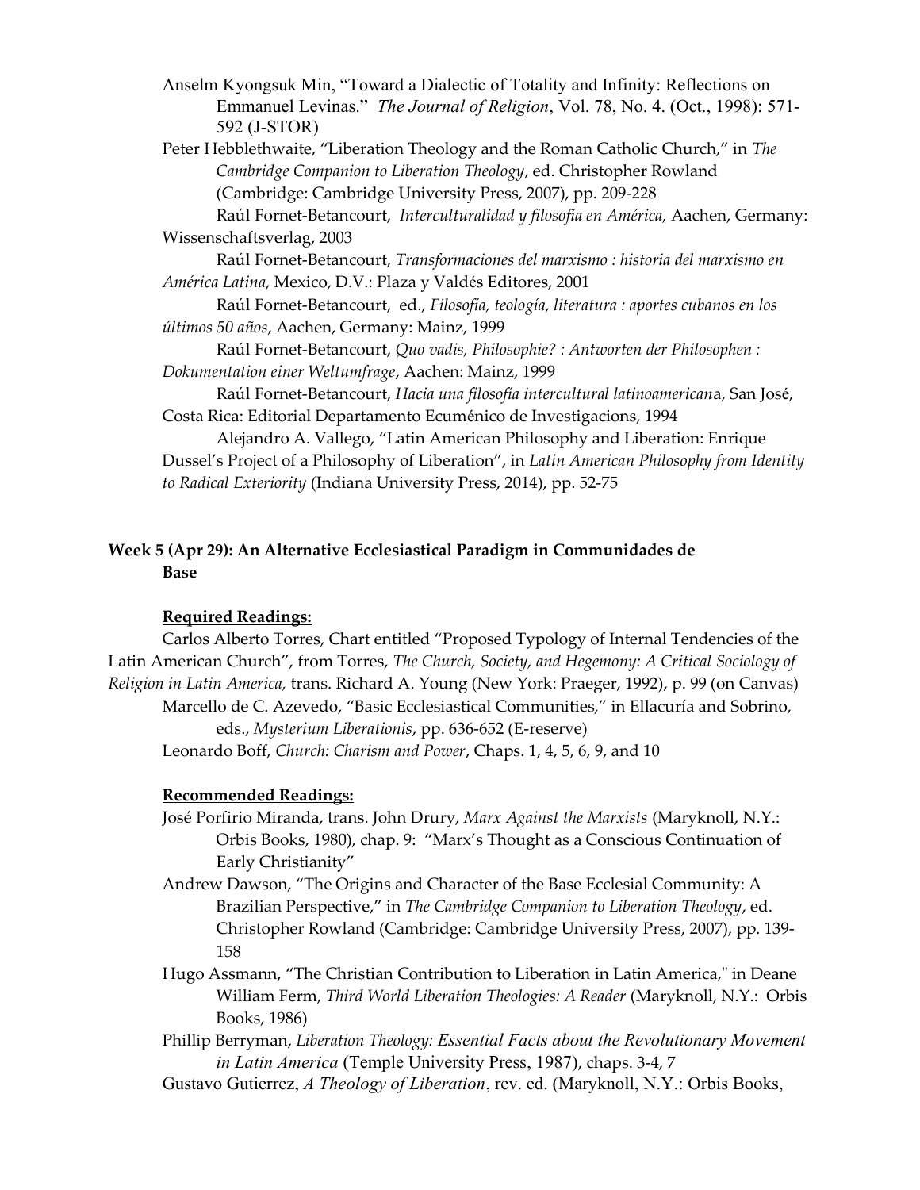Anselm Kyongsuk Min, "Toward a Dialectic of Totality and Infinity: Reflections on Emmanuel Levinas." *The Journal of Religion*, Vol. 78, No. 4. (Oct., 1998): 571-592 (J-STOR)

Peter Hebblethwaite, "Liberation Theology and the Roman Catholic Church," in *The Cambridge Companion to Liberation Theology*, ed. Christopher Rowland (Cambridge: Cambridge University Press, 2007), pp. 209-228

Raúl Fornet-Betancourt, *Interculturalidad y filosofía en América,* Aachen, Germany: Wissenschaftsverlag, 2003

Raúl Fornet-Betancourt, *Transformaciones del marxismo : historia del marxismo en América Latina,* Mexico, D.V.: Plaza y Valdés Editores, 2001

Raúl Fornet-Betancourt, ed., *Filosofía, teología, literatura : aportes cubanos en los últimos 50 años*, Aachen, Germany: Mainz, 1999

Raúl Fornet-Betancourt, *Quo vadis, Philosophie? : Antworten der Philosophen : Dokumentation einer Weltumfrage*, Aachen: Mainz, 1999

Raúl Fornet-Betancourt, *Hacia una filosofía intercultural latinoamerican*a, San José, Costa Rica: Editorial Departamento Ecuménico de Investigacions, 1994

Alejandro A. Vallego, "Latin American Philosophy and Liberation: Enrique Dussel's Project of a Philosophy of Liberation", in *Latin American Philosophy from Identity to Radical Exteriority* (Indiana University Press, 2014), pp. 52-75

**Week 5 (Apr 29): An Alternative Ecclesiastical Paradigm in Communidades de Base**

**Required Readings:**

Carlos Alberto Torres, Chart entitled "Proposed Typology of Internal Tendencies of the Latin American Church", from Torres, *The Church, Society, and Hegemony: A Critical Sociology of Religion in Latin America,* trans. Richard A. Young (New York: Praeger, 1992), p. 99 (on Canvas)

Marcello de C. Azevedo, "Basic Ecclesiastical Communities," in Ellacuría and Sobrino, eds., *Mysterium Liberationis*, pp. 636-652 (E-reserve)

Leonardo Boff, *Church: Charism and Power*, Chaps. 1, 4, 5, 6, 9, and 10

**Recommended Readings:**

José Porfirio Miranda, trans. John Drury, *Marx Against the Marxists* (Maryknoll, N.Y.: Orbis Books, 1980), chap. 9: "Marx's Thought as a Conscious Continuation of Early Christianity"

Andrew Dawson, "The Origins and Character of the Base Ecclesial Community: A Brazilian Perspective," in *The Cambridge Companion to Liberation Theology*, ed. Christopher Rowland (Cambridge: Cambridge University Press, 2007), pp. 139-158

Hugo Assmann, "The Christian Contribution to Liberation in Latin America," in Deane William Ferm, *Third World Liberation Theologies: A Reader* (Maryknoll, N.Y.: Orbis Books, 1986)

Phillip Berryman, *Liberation Theology: Essential Facts about the Revolutionary Movement in Latin America* (Temple University Press, 1987), chaps. 3-4, 7

Gustavo Gutierrez, *A Theology of Liberation*, rev. ed. (Maryknoll, N.Y.: Orbis Books,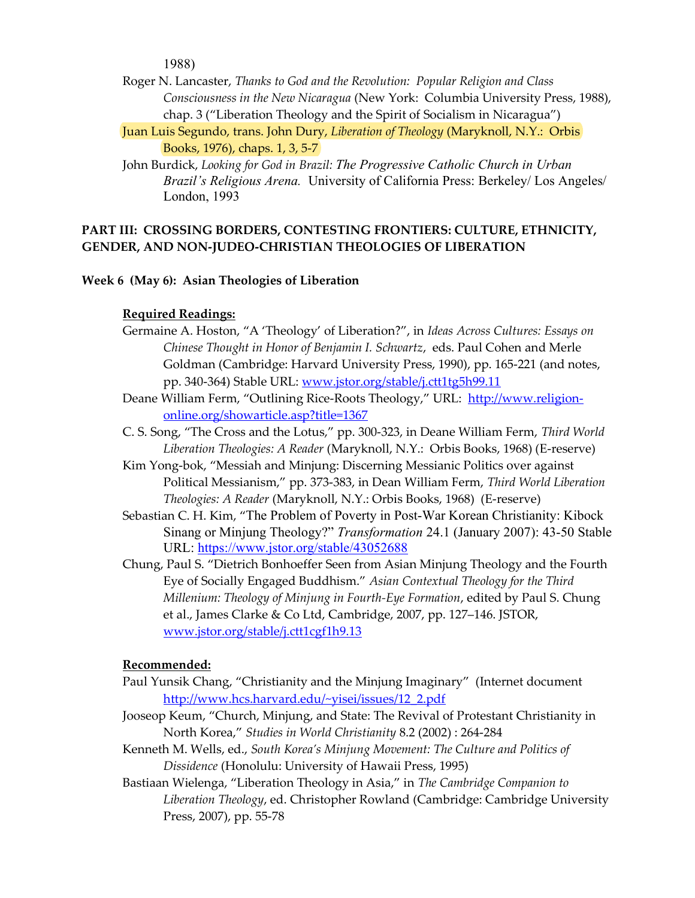1988)

Roger N. Lancaster, *Thanks to God and the Revolution: Popular Religion and Class Consciousness in the New Nicaragua* (New York: Columbia University Press, 1988), chap. 3 ("Liberation Theology and the Spirit of Socialism in Nicaragua")

Juan Luis Segundo, trans. John Dury, *Liberation of Theology* (Maryknoll, N.Y.: Orbis Books, 1976), chaps. 1, 3, 5-7

John Burdick, *Looking for God in Brazil: The Progressive Catholic Church in Urban Brazil's Religious Arena.* University of California Press: Berkeley/ Los Angeles/ London, 1993

## PART III: CROSSING BORDERS, CONTESTING FRONTIERS: CULTURE, ETHNICITY, GENDER, AND NON-JUDEO-CHRISTIAN THEOLOGIES OF LIBERATION

### Week 6 (May 6): Asian Theologies of Liberation

**Required Readings:**

Germaine A. Hoston, "A 'Theology' of Liberation?", in *Ideas Across Cultures: Essays on Chinese Thought in Honor of Benjamin I. Schwartz*, eds. Paul Cohen and Merle Goldman (Cambridge: Harvard University Press, 1990), pp. 165-221 (and notes, pp. 340-364) Stable URL: www.jstor.org/stable/j.ctt1tg5h99.11

Deane William Ferm, "Outlining Rice-Roots Theology," URL: http://www.religion-online.org/showarticle.asp?title=1367

C. S. Song, "The Cross and the Lotus," pp. 300-323, in Deane William Ferm, *Third World Liberation Theologies: A Reader* (Maryknoll, N.Y.: Orbis Books, 1968) (E-reserve)

Kim Yong-bok, "Messiah and Minjung: Discerning Messianic Politics over against Political Messianism," pp. 373-383, in Dean William Ferm, *Third World Liberation Theologies: A Reader* (Maryknoll, N.Y.: Orbis Books, 1968) (E-reserve)

Sebastian C. H. Kim, "The Problem of Poverty in Post-War Korean Christianity: Kibock Sinang or Minjung Theology?" *Transformation* 24.1 (January 2007): 43-50 Stable URL: https://www.jstor.org/stable/43052688

Chung, Paul S. "Dietrich Bonhoeffer Seen from Asian Minjung Theology and the Fourth Eye of Socially Engaged Buddhism." *Asian Contextual Theology for the Third Millenium: Theology of Minjung in Fourth-Eye Formation*, edited by Paul S. Chung et al., James Clarke & Co Ltd, Cambridge, 2007, pp. 127–146. JSTOR, www.jstor.org/stable/j.ctt1cgf1h9.13

**Recommended:**

Paul Yunsik Chang, "Christianity and the Minjung Imaginary" (Internet document http://www.hcs.harvard.edu/~yisei/issues/12_2.pdf

Jooseop Keum, "Church, Minjung, and State: The Revival of Protestant Christianity in North Korea," *Studies in World Christianity* 8.2 (2002) : 264-284

Kenneth M. Wells, ed., *South Korea's Minjung Movement: The Culture and Politics of Dissidence* (Honolulu: University of Hawaii Press, 1995)

Bastiaan Wielenga, "Liberation Theology in Asia," in *The Cambridge Companion to Liberation Theology*, ed. Christopher Rowland (Cambridge: Cambridge University Press, 2007), pp. 55-78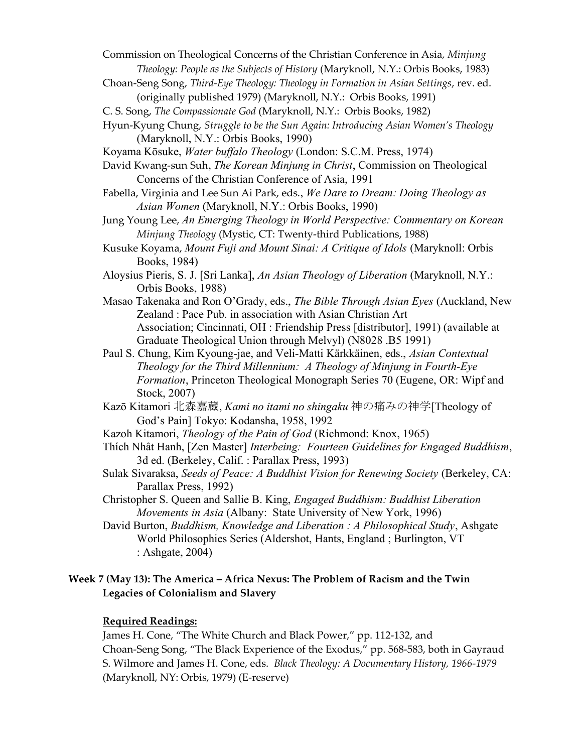Commission on Theological Concerns of the Christian Conference in Asia, *Minjung Theology: People as the Subjects of History* (Maryknoll, N.Y.: Orbis Books, 1983)

Choan-Seng Song, *Third-Eye Theology: Theology in Formation in Asian Settings*, rev. ed. (originally published 1979) (Maryknoll, N.Y.: Orbis Books, 1991)

C. S. Song, *The Compassionate God* (Maryknoll, N.Y.: Orbis Books, 1982)

Hyun-Kyung Chung, *Struggle to be the Sun Again: Introducing Asian Women's Theology* (Maryknoll, N.Y.: Orbis Books, 1990)

Koyama Kōsuke, *Water buffalo Theology* (London: S.C.M. Press, 1974)

David Kwang-sun Suh, *The Korean Minjung in Christ*, Commission on Theological Concerns of the Christian Conference of Asia, 1991

Fabella, Virginia and Lee Sun Ai Park, eds., *We Dare to Dream: Doing Theology as Asian Women* (Maryknoll, N.Y.: Orbis Books, 1990)

Jung Young Lee, *An Emerging Theology in World Perspective: Commentary on Korean Minjung Theology* (Mystic, CT: Twenty-third Publications, 1988)

Kusuke Koyama, *Mount Fuji and Mount Sinai: A Critique of Idols* (Maryknoll: Orbis Books, 1984)

Aloysius Pieris, S. J. [Sri Lanka], *An Asian Theology of Liberation* (Maryknoll, N.Y.: Orbis Books, 1988)

Masao Takenaka and Ron O'Grady, eds., *The Bible Through Asian Eyes* (Auckland, New Zealand : Pace Pub. in association with Asian Christian Art Association; Cincinnati, OH : Friendship Press [distributor], 1991) (available at Graduate Theological Union through Melvyl) (N8028 .B5 1991)

Paul S. Chung, Kim Kyoung-jae, and Veli-Matti Kärkkäinen, eds., *Asian Contextual Theology for the Third Millennium: A Theology of Minjung in Fourth-Eye Formation*, Princeton Theological Monograph Series 70 (Eugene, OR: Wipf and Stock, 2007)

Kazō Kitamori 北森嘉蔵, *Kami no itami no shingaku* 神の痛みの神学[Theology of God's Pain] Tokyo: Kodansha, 1958, 1992

Kazoh Kitamori, *Theology of the Pain of God* (Richmond: Knox, 1965)

Thích Nhât Hanh, [Zen Master] *Interbeing: Fourteen Guidelines for Engaged Buddhism*, 3d ed. (Berkeley, Calif. : Parallax Press, 1993)

Sulak Sivaraksa, *Seeds of Peace: A Buddhist Vision for Renewing Society* (Berkeley, CA: Parallax Press, 1992)

Christopher S. Queen and Sallie B. King, *Engaged Buddhism: Buddhist Liberation Movements in Asia* (Albany: State University of New York, 1996)

David Burton, *Buddhism, Knowledge and Liberation : A Philosophical Study*, Ashgate World Philosophies Series (Aldershot, Hants, England ; Burlington, VT : Ashgate, 2004)

### Week 7 (May 13): The America – Africa Nexus: The Problem of Racism and the Twin Legacies of Colonialism and Slavery

**Required Readings:**

James H. Cone, "The White Church and Black Power," pp. 112-132, and Choan-Seng Song, "The Black Experience of the Exodus," pp. 568-583, both in Gayraud S. Wilmore and James H. Cone, eds. *Black Theology: A Documentary History, 1966-1979* (Maryknoll, NY: Orbis, 1979) (E-reserve)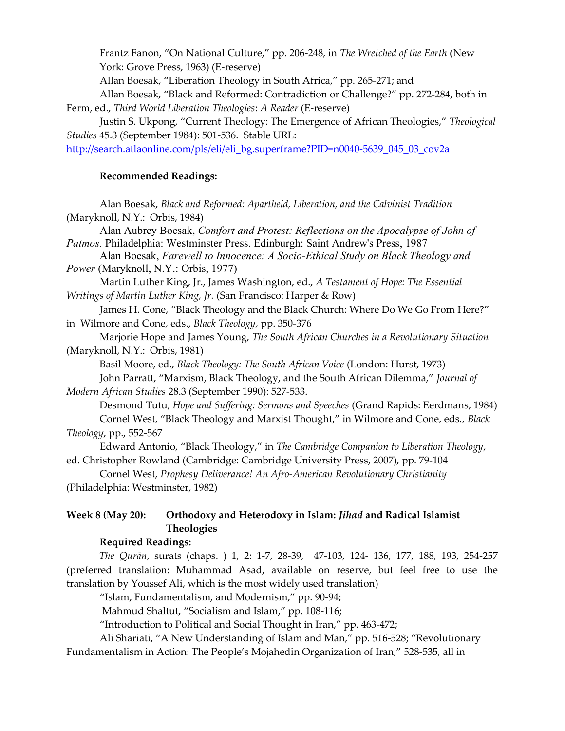Frantz Fanon, "On National Culture," pp. 206-248, in *The Wretched of the Earth* (New York: Grove Press, 1963) (E-reserve)

Allan Boesak, "Liberation Theology in South Africa," pp. 265-271; and

Allan Boesak, "Black and Reformed: Contradiction or Challenge?" pp. 272-284, both in Ferm, ed., *Third World Liberation Theologies*: *A Reader* (E-reserve)

Justin S. Ukpong, "Current Theology: The Emergence of African Theologies," *Theological Studies* 45.3 (September 1984): 501-536. Stable URL: http://search.atlaonline.com/pls/eli/eli_bg.superframe?PID=n0040-5639_045_03_cov2a

**Recommended Readings:**

Alan Boesak, *Black and Reformed: Apartheid, Liberation, and the Calvinist Tradition* (Maryknoll, N.Y.: Orbis, 1984)

Alan Aubrey Boesak, *Comfort and Protest: Reflections on the Apocalypse of John of Patmos.* Philadelphia: Westminster Press. Edinburgh: Saint Andrew's Press, 1987

Alan Boesak, *Farewell to Innocence: A Socio-Ethical Study on Black Theology and Power* (Maryknoll, N.Y.: Orbis, 1977)

Martin Luther King, Jr., James Washington, ed., *A Testament of Hope: The Essential Writings of Martin Luther King, Jr.* (San Francisco: Harper & Row)

James H. Cone, "Black Theology and the Black Church: Where Do We Go From Here?" in Wilmore and Cone, eds., *Black Theology*, pp. 350-376

Marjorie Hope and James Young, *The South African Churches in a Revolutionary Situation* (Maryknoll, N.Y.: Orbis, 1981)

Basil Moore, ed., *Black Theology: The South African Voice* (London: Hurst, 1973)

John Parratt, "Marxism, Black Theology, and the South African Dilemma," *Journal of Modern African Studies* 28.3 (September 1990): 527-533.

Desmond Tutu, *Hope and Suffering: Sermons and Speeches* (Grand Rapids: Eerdmans, 1984)

Cornel West, "Black Theology and Marxist Thought," in Wilmore and Cone, eds., *Black Theology*, pp., 552-567

Edward Antonio, "Black Theology," in *The Cambridge Companion to Liberation Theology*, ed. Christopher Rowland (Cambridge: Cambridge University Press, 2007), pp. 79-104

Cornel West, *Prophesy Deliverance! An Afro-American Revolutionary Christianity* (Philadelphia: Westminster, 1982)

**Week 8 (May 20): Orthodoxy and Heterodoxy in Islam: *Jihad* and Radical Islamist Theologies**

**Required Readings:**

*The Qurān*, surats (chaps. ) 1, 2: 1-7, 28-39, 47-103, 124- 136, 177, 188, 193, 254-257 (preferred translation: Muhammad Asad, available on reserve, but feel free to use the translation by Youssef Ali, which is the most widely used translation)

"Islam, Fundamentalism, and Modernism," pp. 90-94;

Mahmud Shaltut, "Socialism and Islam," pp. 108-116;

"Introduction to Political and Social Thought in Iran," pp. 463-472;

Ali Shariati, "A New Understanding of Islam and Man," pp. 516-528; "Revolutionary Fundamentalism in Action: The People's Mojahedin Organization of Iran," 528-535, all in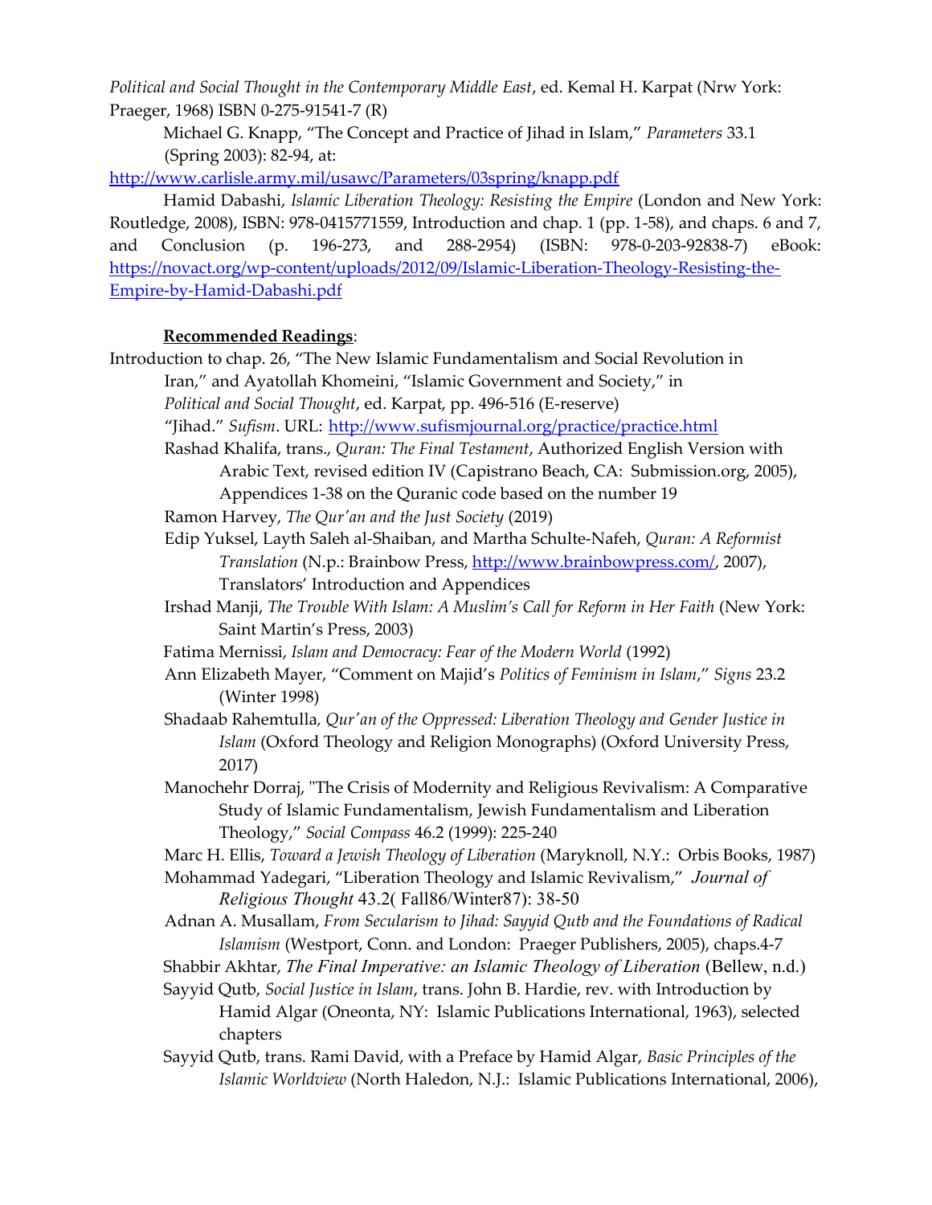*Political and Social Thought in the Contemporary Middle East*, ed. Kemal H. Karpat (Nrw York: Praeger, 1968) ISBN 0-275-91541-7 (R)

Michael G. Knapp, "The Concept and Practice of Jihad in Islam," *Parameters* 33.1 (Spring 2003): 82-94, at: http://www.carlisle.army.mil/usawc/Parameters/03spring/knapp.pdf

Hamid Dabashi, *Islamic Liberation Theology: Resisting the Empire* (London and New York: Routledge, 2008), ISBN: 978-0415771559, Introduction and chap. 1 (pp. 1-58), and chaps. 6 and 7, and Conclusion (p. 196-273, and 288-2954) (ISBN: 978-0-203-92838-7) eBook: https://novact.org/wp-content/uploads/2012/09/Islamic-Liberation-Theology-Resisting-the-Empire-by-Hamid-Dabashi.pdf

**Recommended Readings**:

Introduction to chap. 26, "The New Islamic Fundamentalism and Social Revolution in Iran," and Ayatollah Khomeini, "Islamic Government and Society," in *Political and Social Thought*, ed. Karpat, pp. 496-516 (E-reserve)

"Jihad." *Sufism*. URL: http://www.sufismjournal.org/practice/practice.html

Rashad Khalifa, trans., *Quran: The Final Testament*, Authorized English Version with Arabic Text, revised edition IV (Capistrano Beach, CA: Submission.org, 2005), Appendices 1-38 on the Quranic code based on the number 19

Ramon Harvey, *The Qur'an and the Just Society* (2019)

Edip Yuksel, Layth Saleh al-Shaiban, and Martha Schulte-Nafeh, *Quran: A Reformist Translation* (N.p.: Brainbow Press, http://www.brainbowpress.com/, 2007), Translators' Introduction and Appendices

Irshad Manji, *The Trouble With Islam: A Muslim's Call for Reform in Her Faith* (New York: Saint Martin's Press, 2003)

Fatima Mernissi, *Islam and Democracy: Fear of the Modern World* (1992)

Ann Elizabeth Mayer, "Comment on Majid's *Politics of Feminism in Islam*," *Signs* 23.2 (Winter 1998)

Shadaab Rahemtulla, *Qur'an of the Oppressed: Liberation Theology and Gender Justice in Islam* (Oxford Theology and Religion Monographs) (Oxford University Press, 2017)

Manochehr Dorraj, "The Crisis of Modernity and Religious Revivalism: A Comparative Study of Islamic Fundamentalism, Jewish Fundamentalism and Liberation Theology," *Social Compass* 46.2 (1999): 225-240

Marc H. Ellis, *Toward a Jewish Theology of Liberation* (Maryknoll, N.Y.: Orbis Books, 1987)

Mohammad Yadegari, "Liberation Theology and Islamic Revivalism," *Journal of Religious Thought* 43.2( Fall86/Winter87): 38-50

Adnan A. Musallam, *From Secularism to Jihad: Sayyid Qutb and the Foundations of Radical Islamism* (Westport, Conn. and London: Praeger Publishers, 2005), chaps.4-7

Shabbir Akhtar, *The Final Imperative: an Islamic Theology of Liberation* (Bellew, n.d.)

Sayyid Qutb, *Social Justice in Islam*, trans. John B. Hardie, rev. with Introduction by Hamid Algar (Oneonta, NY: Islamic Publications International, 1963), selected chapters

Sayyid Qutb, trans. Rami David, with a Preface by Hamid Algar, *Basic Principles of the Islamic Worldview* (North Haledon, N.J.: Islamic Publications International, 2006),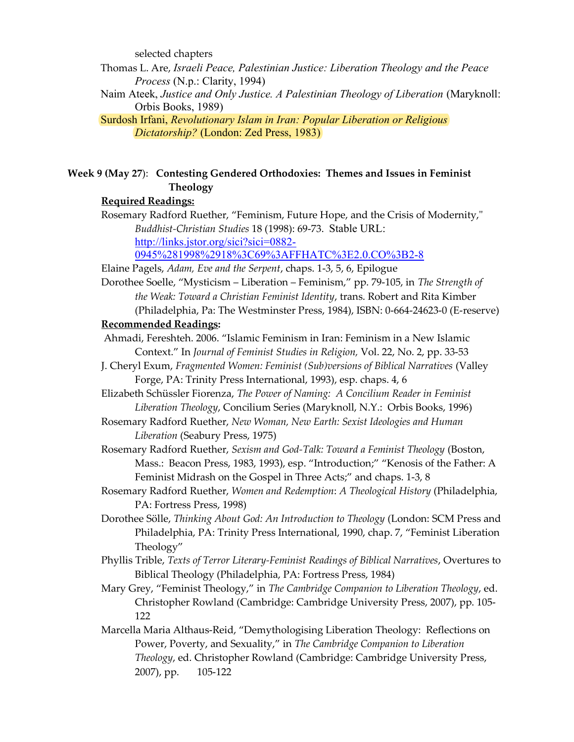selected chapters

Thomas L. Are, *Israeli Peace, Palestinian Justice: Liberation Theology and the Peace Process* (N.p.: Clarity, 1994)

Naim Ateek, *Justice and Only Justice. A Palestinian Theology of Liberation* (Maryknoll: Orbis Books, 1989)

Surdosh Irfani, *Revolutionary Islam in Iran: Popular Liberation or Religious Dictatorship?* (London: Zed Press, 1983)

**Week 9 (May 27)**: **Contesting Gendered Orthodoxies: Themes and Issues in Feminist Theology**

**Required Readings:**

Rosemary Radford Ruether, "Feminism, Future Hope, and the Crisis of Modernity," *Buddhist-Christian Studies* 18 (1998): 69-73. Stable URL: http://links.jstor.org/sici?sici=0882-0945%281998%2918%3C69%3AFFHATC%3E2.0.CO%3B2-8

Elaine Pagels, *Adam, Eve and the Serpent*, chaps. 1-3, 5, 6, Epilogue

Dorothee Soelle, "Mysticism – Liberation – Feminism," pp. 79-105, in *The Strength of the Weak: Toward a Christian Feminist Identity*, trans. Robert and Rita Kimber (Philadelphia, Pa: The Westminster Press, 1984), ISBN: 0-664-24623-0 (E-reserve)

**Recommended Readings:**

Ahmadi, Fereshteh. 2006. "Islamic Feminism in Iran: Feminism in a New Islamic Context." In *Journal of Feminist Studies in Religion,* Vol. 22, No. 2, pp. 33-53

J. Cheryl Exum, *Fragmented Women: Feminist (Sub)versions of Biblical Narratives* (Valley Forge, PA: Trinity Press International, 1993), esp. chaps. 4, 6

Elizabeth Schüssler Fiorenza, *The Power of Naming: A Concilium Reader in Feminist Liberation Theology*, Concilium Series (Maryknoll, N.Y.: Orbis Books, 1996)

Rosemary Radford Ruether, *New Woman, New Earth: Sexist Ideologies and Human Liberation* (Seabury Press, 1975)

Rosemary Radford Ruether, *Sexism and God-Talk: Toward a Feminist Theology* (Boston, Mass.: Beacon Press, 1983, 1993), esp. "Introduction;" "Kenosis of the Father: A Feminist Midrash on the Gospel in Three Acts;" and chaps. 1-3, 8

Rosemary Radford Ruether, *Women and Redemption*: *A Theological History* (Philadelphia, PA: Fortress Press, 1998)

Dorothee Sölle, *Thinking About God: An Introduction to Theology* (London: SCM Press and Philadelphia, PA: Trinity Press International, 1990, chap. 7, "Feminist Liberation Theology"

Phyllis Trible, *Texts of Terror Literary-Feminist Readings of Biblical Narratives*, Overtures to Biblical Theology (Philadelphia, PA: Fortress Press, 1984)

Mary Grey, "Feminist Theology," in *The Cambridge Companion to Liberation Theology*, ed. Christopher Rowland (Cambridge: Cambridge University Press, 2007), pp. 105-122

Marcella Maria Althaus-Reid, "Demythologising Liberation Theology: Reflections on Power, Poverty, and Sexuality," in *The Cambridge Companion to Liberation Theology*, ed. Christopher Rowland (Cambridge: Cambridge University Press, 2007), pp. 105-122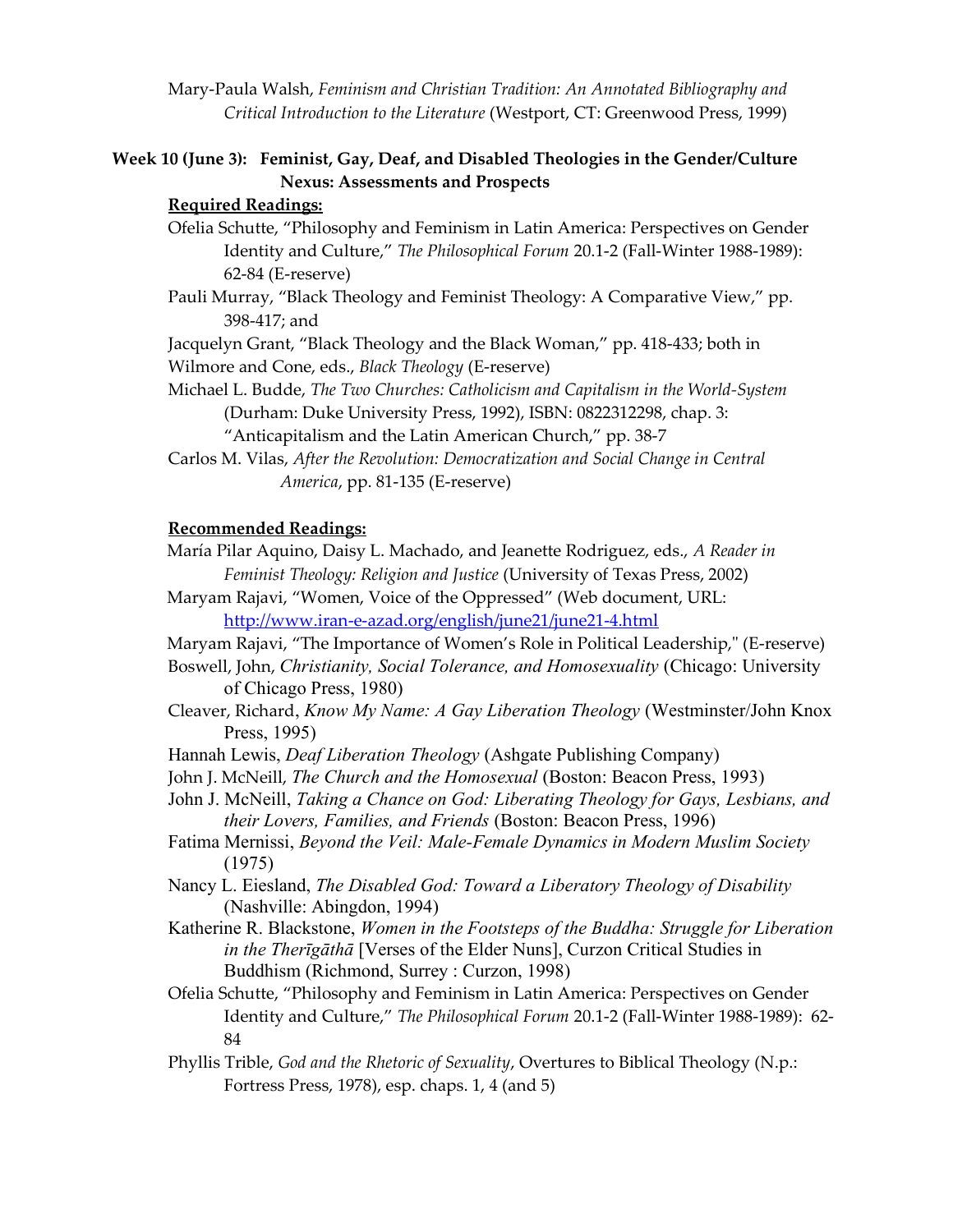Mary-Paula Walsh, *Feminism and Christian Tradition: An Annotated Bibliography and Critical Introduction to the Literature* (Westport, CT: Greenwood Press, 1999)

**Week 10 (June 3): Feminist, Gay, Deaf, and Disabled Theologies in the Gender/Culture Nexus: Assessments and Prospects**

**Required Readings:**

Ofelia Schutte, "Philosophy and Feminism in Latin America: Perspectives on Gender Identity and Culture," *The Philosophical Forum* 20.1-2 (Fall-Winter 1988-1989): 62-84 (E-reserve)

Pauli Murray, "Black Theology and Feminist Theology: A Comparative View," pp. 398-417; and

Jacquelyn Grant, "Black Theology and the Black Woman," pp. 418-433; both in Wilmore and Cone, eds., *Black Theology* (E-reserve)

Michael L. Budde, *The Two Churches: Catholicism and Capitalism in the World-System* (Durham: Duke University Press, 1992), ISBN: 0822312298, chap. 3: "Anticapitalism and the Latin American Church," pp. 38-7

Carlos M. Vilas, *After the Revolution: Democratization and Social Change in Central America*, pp. 81-135 (E-reserve)

**Recommended Readings:**

María Pilar Aquino, Daisy L. Machado, and Jeanette Rodriguez, eds., *A Reader in Feminist Theology: Religion and Justice* (University of Texas Press, 2002)

Maryam Rajavi, "Women, Voice of the Oppressed" (Web document, URL: http://www.iran-e-azad.org/english/june21/june21-4.html

Maryam Rajavi, "The Importance of Women's Role in Political Leadership," (E-reserve)

Boswell, John, *Christianity, Social Tolerance, and Homosexuality* (Chicago: University of Chicago Press, 1980)

Cleaver, Richard, *Know My Name: A Gay Liberation Theology* (Westminster/John Knox Press, 1995)

Hannah Lewis, *Deaf Liberation Theology* (Ashgate Publishing Company)

John J. McNeill, *The Church and the Homosexual* (Boston: Beacon Press, 1993)

John J. McNeill, *Taking a Chance on God: Liberating Theology for Gays, Lesbians, and their Lovers, Families, and Friends* (Boston: Beacon Press, 1996)

Fatima Mernissi, *Beyond the Veil: Male-Female Dynamics in Modern Muslim Society* (1975)

Nancy L. Eiesland, *The Disabled God: Toward a Liberatory Theology of Disability* (Nashville: Abingdon, 1994)

Katherine R. Blackstone, *Women in the Footsteps of the Buddha: Struggle for Liberation in the Therīgāthā* [Verses of the Elder Nuns], Curzon Critical Studies in Buddhism (Richmond, Surrey : Curzon, 1998)

Ofelia Schutte, "Philosophy and Feminism in Latin America: Perspectives on Gender Identity and Culture," *The Philosophical Forum* 20.1-2 (Fall-Winter 1988-1989): 62-84

Phyllis Trible, *God and the Rhetoric of Sexuality*, Overtures to Biblical Theology (N.p.: Fortress Press, 1978), esp. chaps. 1, 4 (and 5)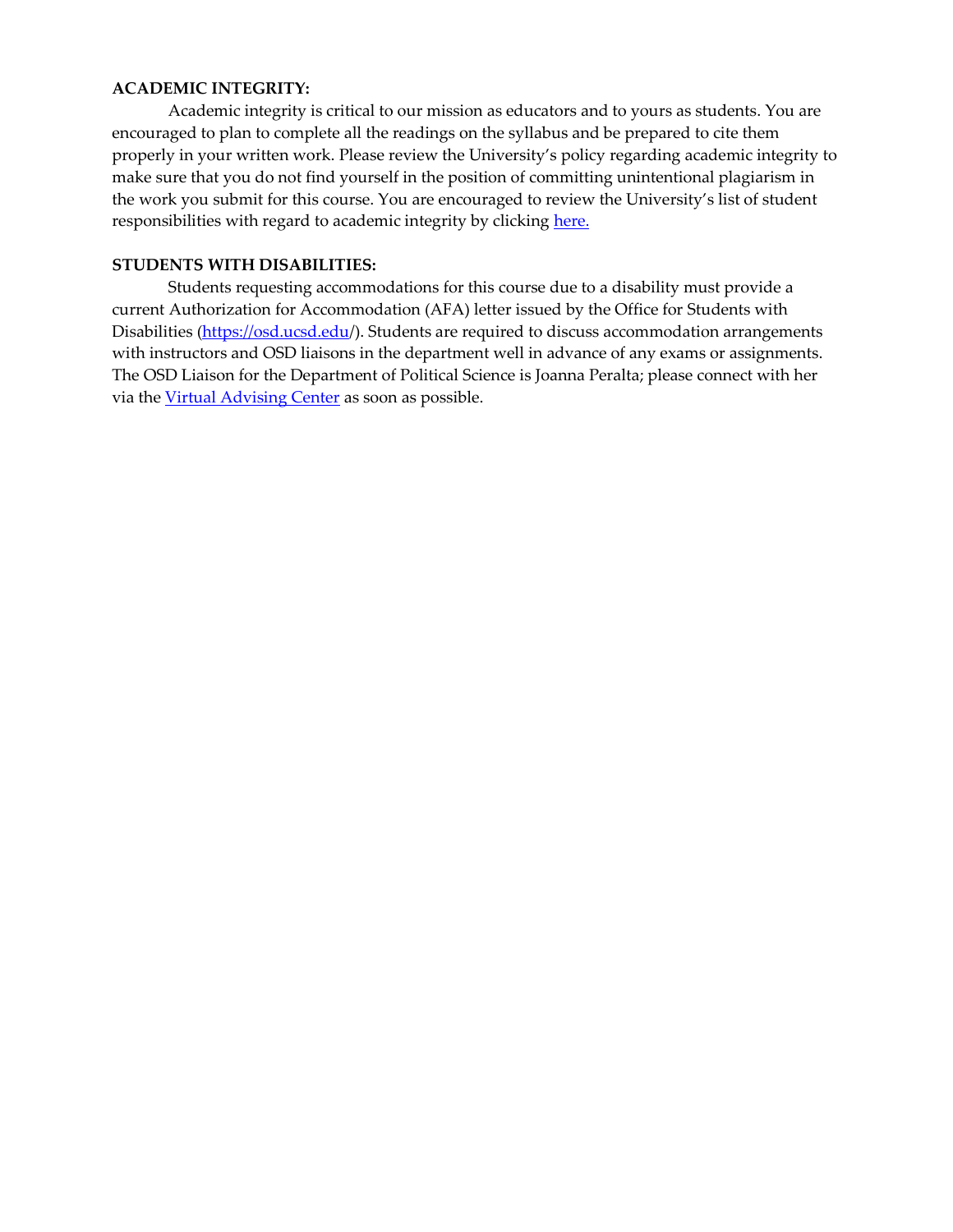**ACADEMIC INTEGRITY:**

Academic integrity is critical to our mission as educators and to yours as students. You are encouraged to plan to complete all the readings on the syllabus and be prepared to cite them properly in your written work. Please review the University's policy regarding academic integrity to make sure that you do not find yourself in the position of committing unintentional plagiarism in the work you submit for this course. You are encouraged to review the University's list of student responsibilities with regard to academic integrity by clicking here.

**STUDENTS WITH DISABILITIES:**

Students requesting accommodations for this course due to a disability must provide a current Authorization for Accommodation (AFA) letter issued by the Office for Students with Disabilities (https://osd.ucsd.edu/). Students are required to discuss accommodation arrangements with instructors and OSD liaisons in the department well in advance of any exams or assignments. The OSD Liaison for the Department of Political Science is Joanna Peralta; please connect with her via the Virtual Advising Center as soon as possible.